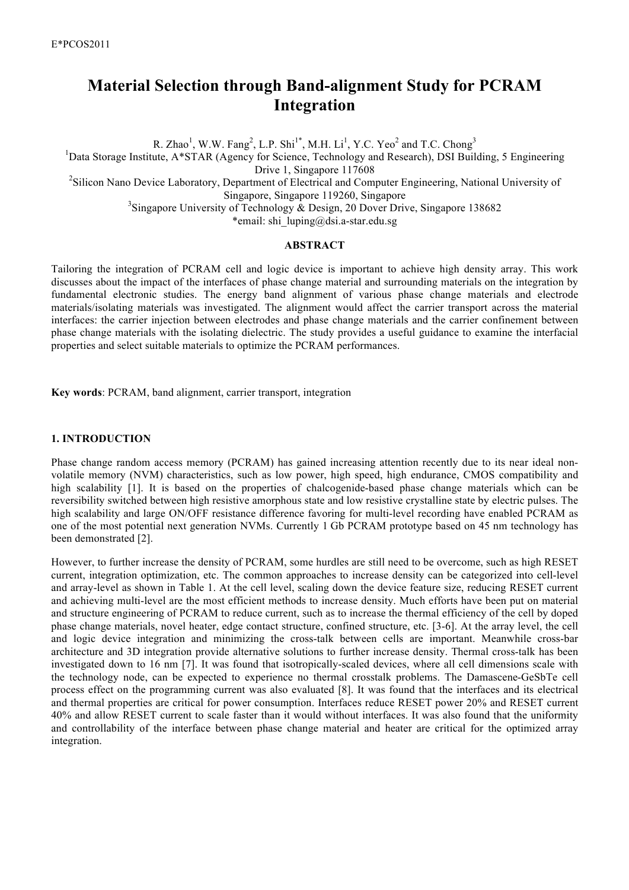# Material Selection through Band-alignment Study for PCRAM Integration

R. Zhao[1], W.W. Fang[2], L.P. Shi[1*], M.H. Li[1], Y.C. Yeo[2] and T.C. Chong[3]

[1]Data Storage Institute, A*STAR (Agency for Science, Technology and Research), DSI Building, 5 Engineering Drive 1, Singapore 117608

[2]Silicon Nano Device Laboratory, Department of Electrical and Computer Engineering, National University of Singapore, Singapore 119260, Singapore

[3]Singapore University of Technology & Design, 20 Dover Drive, Singapore 138682

*email: shi_luping@dsi.a-star.edu.sg

### ABSTRACT

Tailoring the integration of PCRAM cell and logic device is important to achieve high density array. This work discusses about the impact of the interfaces of phase change material and surrounding materials on the integration by fundamental electronic studies. The energy band alignment of various phase change materials and electrode materials/isolating materials was investigated. The alignment would affect the carrier transport across the material interfaces: the carrier injection between electrodes and phase change materials and the carrier confinement between phase change materials with the isolating dielectric. The study provides a useful guidance to examine the interfacial properties and select suitable materials to optimize the PCRAM performances.

**Key words**: PCRAM, band alignment, carrier transport, integration

## 1. INTRODUCTION

Phase change random access memory (PCRAM) has gained increasing attention recently due to its near ideal non-volatile memory (NVM) characteristics, such as low power, high speed, high endurance, CMOS compatibility and high scalability [1]. It is based on the properties of chalcogenide-based phase change materials which can be reversibility switched between high resistive amorphous state and low resistive crystalline state by electric pulses. The high scalability and large ON/OFF resistance difference favoring for multi-level recording have enabled PCRAM as one of the most potential next generation NVMs. Currently 1 Gb PCRAM prototype based on 45 nm technology has been demonstrated [2].

However, to further increase the density of PCRAM, some hurdles are still need to be overcome, such as high RESET current, integration optimization, etc. The common approaches to increase density can be categorized into cell-level and array-level as shown in Table 1. At the cell level, scaling down the device feature size, reducing RESET current and achieving multi-level are the most efficient methods to increase density. Much efforts have been put on material and structure engineering of PCRAM to reduce current, such as to increase the thermal efficiency of the cell by doped phase change materials, novel heater, edge contact structure, confined structure, etc. [3-6]. At the array level, the cell and logic device integration and minimizing the cross-talk between cells are important. Meanwhile cross-bar architecture and 3D integration provide alternative solutions to further increase density. Thermal cross-talk has been investigated down to 16 nm [7]. It was found that isotropically-scaled devices, where all cell dimensions scale with the technology node, can be expected to experience no thermal crosstalk problems. The Damascene-GeSbTe cell process effect on the programming current was also evaluated [8]. It was found that the interfaces and its electrical and thermal properties are critical for power consumption. Interfaces reduce RESET power 20% and RESET current 40% and allow RESET current to scale faster than it would without interfaces. It was also found that the uniformity and controllability of the interface between phase change material and heater are critical for the optimized array integration.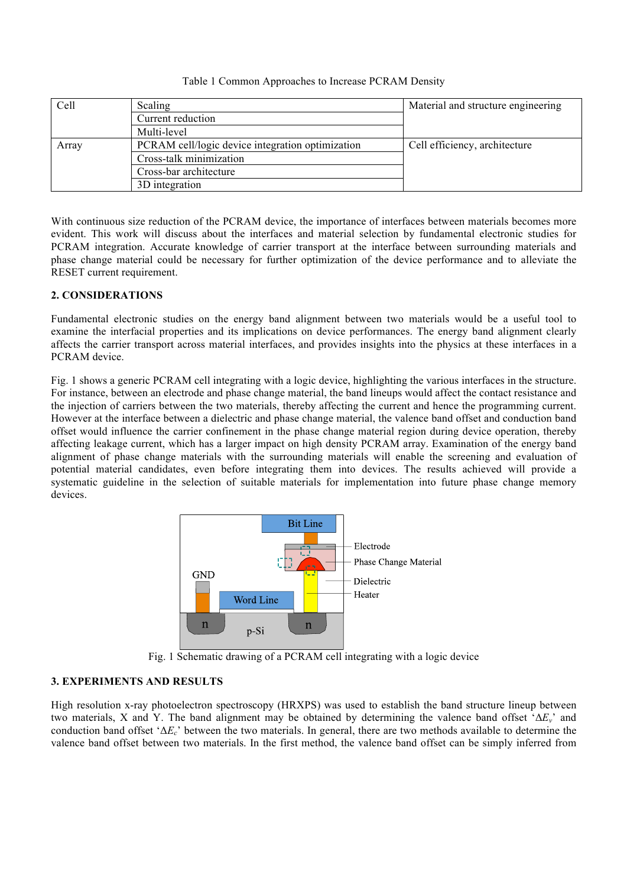Table 1 Common Approaches to Increase PCRAM Density

| | | |
|---|---|---|
| Cell | Scaling | Material and structure engineering |
| | Current reduction | |
| | Multi-level | |
| Array | PCRAM cell/logic device integration optimization | Cell efficiency, architecture |
| | Cross-talk minimization | |
| | Cross-bar architecture | |
| | 3D integration | |

With continuous size reduction of the PCRAM device, the importance of interfaces between materials becomes more evident. This work will discuss about the interfaces and material selection by fundamental electronic studies for PCRAM integration. Accurate knowledge of carrier transport at the interface between surrounding materials and phase change material could be necessary for further optimization of the device performance and to alleviate the RESET current requirement.

## 2. CONSIDERATIONS

Fundamental electronic studies on the energy band alignment between two materials would be a useful tool to examine the interfacial properties and its implications on device performances. The energy band alignment clearly affects the carrier transport across material interfaces, and provides insights into the physics at these interfaces in a PCRAM device.

Fig. 1 shows a generic PCRAM cell integrating with a logic device, highlighting the various interfaces in the structure. For instance, between an electrode and phase change material, the band lineups would affect the contact resistance and the injection of carriers between the two materials, thereby affecting the current and hence the programming current. However at the interface between a dielectric and phase change material, the valence band offset and conduction band offset would influence the carrier confinement in the phase change material region during device operation, thereby affecting leakage current, which has a larger impact on high density PCRAM array. Examination of the energy band alignment of phase change materials with the surrounding materials will enable the screening and evaluation of potential material candidates, even before integrating them into devices. The results achieved will provide a systematic guideline in the selection of suitable materials for implementation into future phase change memory devices.

Fig. 1 Schematic drawing of a PCRAM cell integrating with a logic device

## 3. EXPERIMENTS AND RESULTS

High resolution x-ray photoelectron spectroscopy (HRXPS) was used to establish the band structure lineup between two materials, X and Y. The band alignment may be obtained by determining the valence band offset '$\Delta E_v$' and conduction band offset '$\Delta E_c$' between the two materials. In general, there are two methods available to determine the valence band offset between two materials. In the first method, the valence band offset can be simply inferred from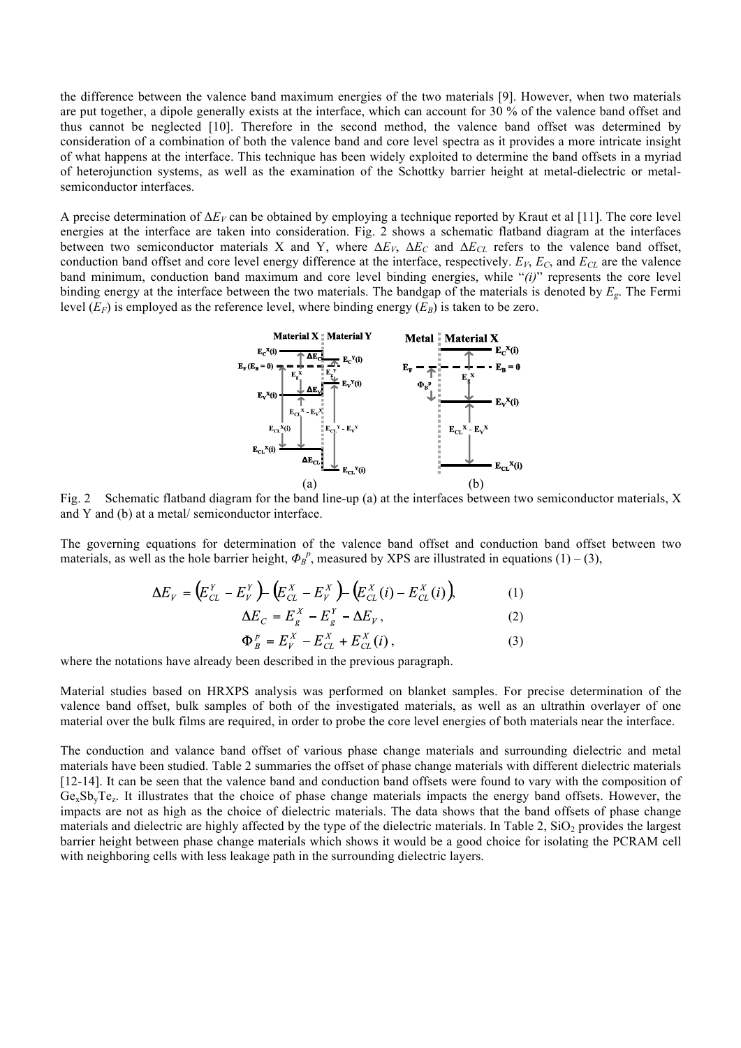the difference between the valence band maximum energies of the two materials [9]. However, when two materials are put together, a dipole generally exists at the interface, which can account for 30 % of the valence band offset and thus cannot be neglected [10]. Therefore in the second method, the valence band offset was determined by consideration of a combination of both the valence band and core level spectra as it provides a more intricate insight of what happens at the interface. This technique has been widely exploited to determine the band offsets in a myriad of heterojunction systems, as well as the examination of the Schottky barrier height at metal-dielectric or metal-semiconductor interfaces.

A precise determination of $\Delta E_V$ can be obtained by employing a technique reported by Kraut et al [11]. The core level energies at the interface are taken into consideration. Fig. 2 shows a schematic flatband diagram at the interfaces between two semiconductor materials X and Y, where $\Delta E_V$, $\Delta E_C$ and $\Delta E_{CL}$ refers to the valence band offset, conduction band offset and core level energy difference at the interface, respectively. $E_V$, $E_C$, and $E_{CL}$ are the valence band minimum, conduction band maximum and core level binding energies, while "*(i)*" represents the core level binding energy at the interface between the two materials. The bandgap of the materials is denoted by $E_g$. The Fermi level ($E_F$) is employed as the reference level, where binding energy ($E_B$) is taken to be zero.

Fig. 2 Schematic flatband diagram for the band line-up (a) at the interfaces between two semiconductor materials, X and Y and (b) at a metal/ semiconductor interface.

The governing equations for determination of the valence band offset and conduction band offset between two materials, as well as the hole barrier height, $\Phi_B^p$, measured by XPS are illustrated in equations (1) – (3),

$$\Delta E_V = \left(E_{CL}^Y - E_V^Y\right) - \left(E_{CL}^X - E_V^X\right) - \left(E_{CL}^X(i) - E_{CL}^X(i)\right), \tag{1}$$

$$\Delta E_C = E_g^X - E_g^Y - \Delta E_V, \tag{2}$$

$$\Phi_B^p = E_V^X - E_{CL}^X + E_{CL}^X(i), \tag{3}$$

where the notations have already been described in the previous paragraph.

Material studies based on HRXPS analysis was performed on blanket samples. For precise determination of the valence band offset, bulk samples of both of the investigated materials, as well as an ultrathin overlayer of one material over the bulk films are required, in order to probe the core level energies of both materials near the interface.

The conduction and valance band offset of various phase change materials and surrounding dielectric and metal materials have been studied. Table 2 summaries the offset of phase change materials with different dielectric materials [12-14]. It can be seen that the valence band and conduction band offsets were found to vary with the composition of $Ge_xSb_yTe_z$. It illustrates that the choice of phase change materials impacts the energy band offsets. However, the impacts are not as high as the choice of dielectric materials. The data shows that the band offsets of phase change materials and dielectric are highly affected by the type of the dielectric materials. In Table 2, $SiO_2$ provides the largest barrier height between phase change materials which shows it would be a good choice for isolating the PCRAM cell with neighboring cells with less leakage path in the surrounding dielectric layers.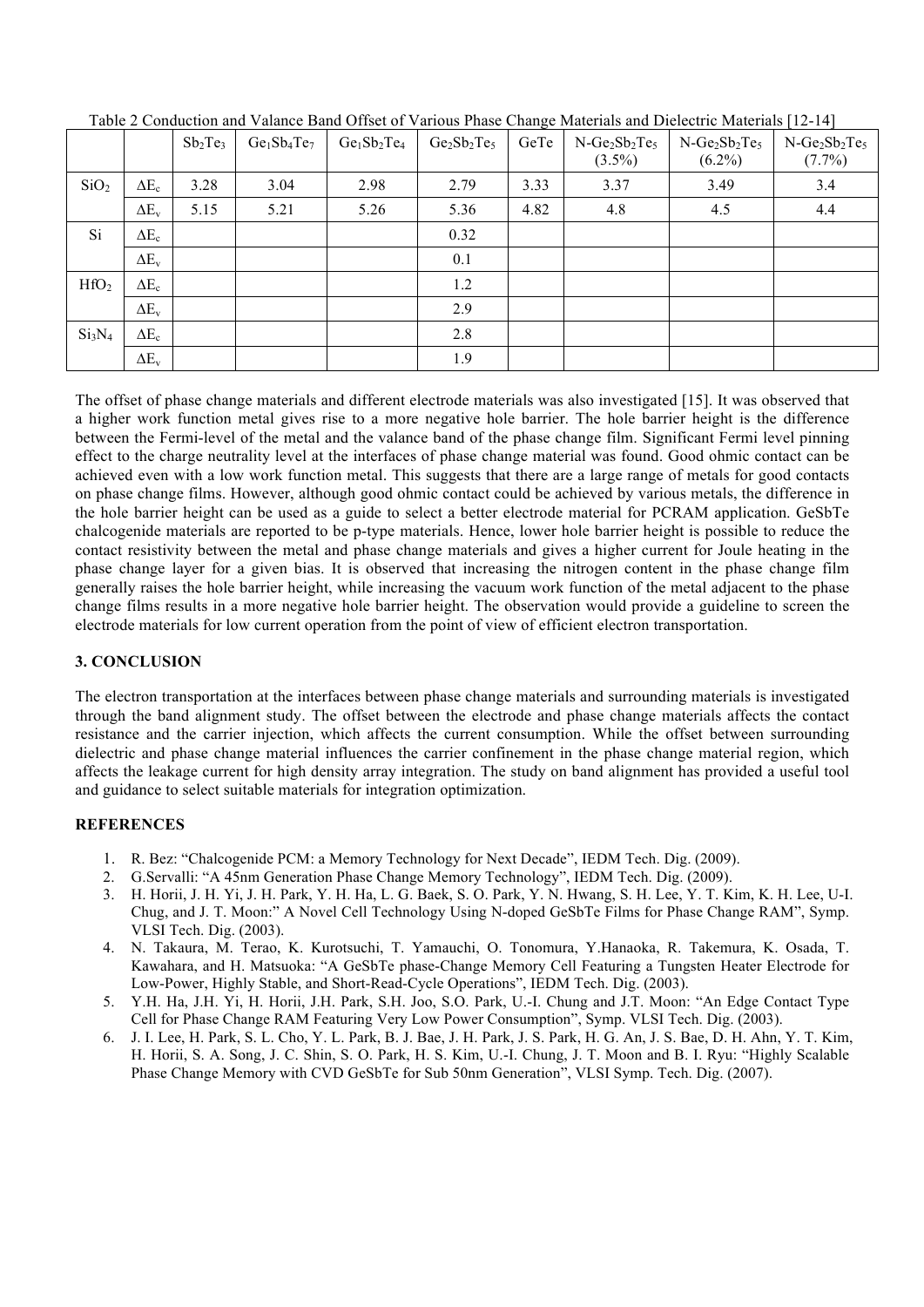Table 2 Conduction and Valance Band Offset of Various Phase Change Materials and Dielectric Materials [12-14]

| | | $Sb_2Te_3$ | $Ge_1Sb_4Te_7$ | $Ge_1Sb_2Te_4$ | $Ge_2Sb_2Te_5$ | GeTe | N-$Ge_2Sb_2Te_5$ (3.5%) | N-$Ge_2Sb_2Te_5$ (6.2%) | N-$Ge_2Sb_2Te_5$ (7.7%) |
|---|---|---|---|---|---|---|---|---|---|
| $SiO_2$ | $\Delta E_c$ | 3.28 | 3.04 | 2.98 | 2.79 | 3.33 | 3.37 | 3.49 | 3.4 |
| | $\Delta E_v$ | 5.15 | 5.21 | 5.26 | 5.36 | 4.82 | 4.8 | 4.5 | 4.4 |
| Si | $\Delta E_c$ | | | | 0.32 | | | | |
| | $\Delta E_v$ | | | | 0.1 | | | | |
| $HfO_2$ | $\Delta E_c$ | | | | 1.2 | | | | |
| | $\Delta E_v$ | | | | 2.9 | | | | |
| $Si_3N_4$ | $\Delta E_c$ | | | | 2.8 | | | | |
| | $\Delta E_v$ | | | | 1.9 | | | | |

The offset of phase change materials and different electrode materials was also investigated [15]. It was observed that a higher work function metal gives rise to a more negative hole barrier. The hole barrier height is the difference between the Fermi-level of the metal and the valance band of the phase change film. Significant Fermi level pinning effect to the charge neutrality level at the interfaces of phase change material was found. Good ohmic contact can be achieved even with a low work function metal. This suggests that there are a large range of metals for good contacts on phase change films. However, although good ohmic contact could be achieved by various metals, the difference in the hole barrier height can be used as a guide to select a better electrode material for PCRAM application. GeSbTe chalcogenide materials are reported to be p-type materials. Hence, lower hole barrier height is possible to reduce the contact resistivity between the metal and phase change materials and gives a higher current for Joule heating in the phase change layer for a given bias. It is observed that increasing the nitrogen content in the phase change film generally raises the hole barrier height, while increasing the vacuum work function of the metal adjacent to the phase change films results in a more negative hole barrier height. The observation would provide a guideline to screen the electrode materials for low current operation from the point of view of efficient electron transportation.

## 3. CONCLUSION

The electron transportation at the interfaces between phase change materials and surrounding materials is investigated through the band alignment study. The offset between the electrode and phase change materials affects the contact resistance and the carrier injection, which affects the current consumption. While the offset between surrounding dielectric and phase change material influences the carrier confinement in the phase change material region, which affects the leakage current for high density array integration. The study on band alignment has provided a useful tool and guidance to select suitable materials for integration optimization.

## REFERENCES

1. R. Bez: "Chalcogenide PCM: a Memory Technology for Next Decade", IEDM Tech. Dig. (2009).
2. G.Servalli: "A 45nm Generation Phase Change Memory Technology", IEDM Tech. Dig. (2009).
3. H. Horii, J. H. Yi, J. H. Park, Y. H. Ha, L. G. Baek, S. O. Park, Y. N. Hwang, S. H. Lee, Y. T. Kim, K. H. Lee, U-I. Chug, and J. T. Moon:" A Novel Cell Technology Using N-doped GeSbTe Films for Phase Change RAM", Symp. VLSI Tech. Dig. (2003).
4. N. Takaura, M. Terao, K. Kurotsuchi, T. Yamauchi, O. Tonomura, Y.Hanaoka, R. Takemura, K. Osada, T. Kawahara, and H. Matsuoka: "A GeSbTe phase-Change Memory Cell Featuring a Tungsten Heater Electrode for Low-Power, Highly Stable, and Short-Read-Cycle Operations", IEDM Tech. Dig. (2003).
5. Y.H. Ha, J.H. Yi, H. Horii, J.H. Park, S.H. Joo, S.O. Park, U.-I. Chung and J.T. Moon: "An Edge Contact Type Cell for Phase Change RAM Featuring Very Low Power Consumption", Symp. VLSI Tech. Dig. (2003).
6. J. I. Lee, H. Park, S. L. Cho, Y. L. Park, B. J. Bae, J. H. Park, J. S. Park, H. G. An, J. S. Bae, D. H. Ahn, Y. T. Kim, H. Horii, S. A. Song, J. C. Shin, S. O. Park, H. S. Kim, U.-I. Chung, J. T. Moon and B. I. Ryu: "Highly Scalable Phase Change Memory with CVD GeSbTe for Sub 50nm Generation", VLSI Symp. Tech. Dig. (2007).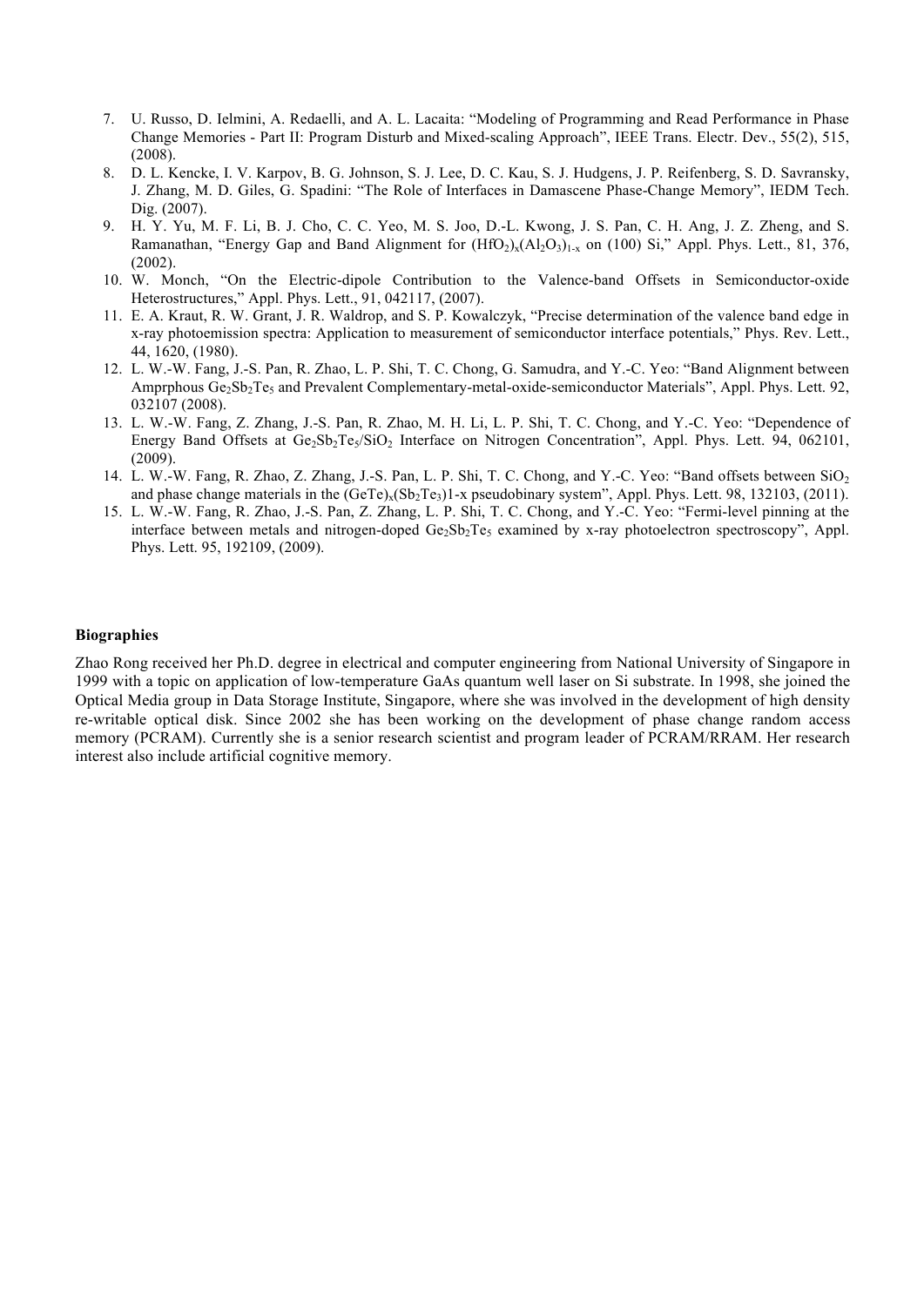7. U. Russo, D. Ielmini, A. Redaelli, and A. L. Lacaita: "Modeling of Programming and Read Performance in Phase Change Memories - Part II: Program Disturb and Mixed-scaling Approach", IEEE Trans. Electr. Dev., 55(2), 515, (2008).
8. D. L. Kencke, I. V. Karpov, B. G. Johnson, S. J. Lee, D. C. Kau, S. J. Hudgens, J. P. Reifenberg, S. D. Savransky, J. Zhang, M. D. Giles, G. Spadini: "The Role of Interfaces in Damascene Phase-Change Memory", IEDM Tech. Dig. (2007).
9. H. Y. Yu, M. F. Li, B. J. Cho, C. C. Yeo, M. S. Joo, D.-L. Kwong, J. S. Pan, C. H. Ang, J. Z. Zheng, and S. Ramanathan, "Energy Gap and Band Alignment for $(HfO_2)_x(Al_2O_3)_{1-x}$ on (100) Si," Appl. Phys. Lett., 81, 376, (2002).
10. W. Monch, "On the Electric-dipole Contribution to the Valence-band Offsets in Semiconductor-oxide Heterostructures," Appl. Phys. Lett., 91, 042117, (2007).
11. E. A. Kraut, R. W. Grant, J. R. Waldrop, and S. P. Kowalczyk, "Precise determination of the valence band edge in x-ray photoemission spectra: Application to measurement of semiconductor interface potentials," Phys. Rev. Lett., 44, 1620, (1980).
12. L. W.-W. Fang, J.-S. Pan, R. Zhao, L. P. Shi, T. C. Chong, G. Samudra, and Y.-C. Yeo: "Band Alignment between Amprphous $Ge_2Sb_2Te_5$ and Prevalent Complementary-metal-oxide-semiconductor Materials", Appl. Phys. Lett. 92, 032107 (2008).
13. L. W.-W. Fang, Z. Zhang, J.-S. Pan, R. Zhao, M. H. Li, L. P. Shi, T. C. Chong, and Y.-C. Yeo: "Dependence of Energy Band Offsets at $Ge_2Sb_2Te_5/SiO_2$ Interface on Nitrogen Concentration", Appl. Phys. Lett. 94, 062101, (2009).
14. L. W.-W. Fang, R. Zhao, Z. Zhang, J.-S. Pan, L. P. Shi, T. C. Chong, and Y.-C. Yeo: "Band offsets between $SiO_2$ and phase change materials in the $(GeTe)_x(Sb_2Te_3)$1-x pseudobinary system", Appl. Phys. Lett. 98, 132103, (2011).
15. L. W.-W. Fang, R. Zhao, J.-S. Pan, Z. Zhang, L. P. Shi, T. C. Chong, and Y.-C. Yeo: "Fermi-level pinning at the interface between metals and nitrogen-doped $Ge_2Sb_2Te_5$ examined by x-ray photoelectron spectroscopy", Appl. Phys. Lett. 95, 192109, (2009).

### Biographies

Zhao Rong received her Ph.D. degree in electrical and computer engineering from National University of Singapore in 1999 with a topic on application of low-temperature GaAs quantum well laser on Si substrate. In 1998, she joined the Optical Media group in Data Storage Institute, Singapore, where she was involved in the development of high density re-writable optical disk. Since 2002 she has been working on the development of phase change random access memory (PCRAM). Currently she is a senior research scientist and program leader of PCRAM/RRAM. Her research interest also include artificial cognitive memory.